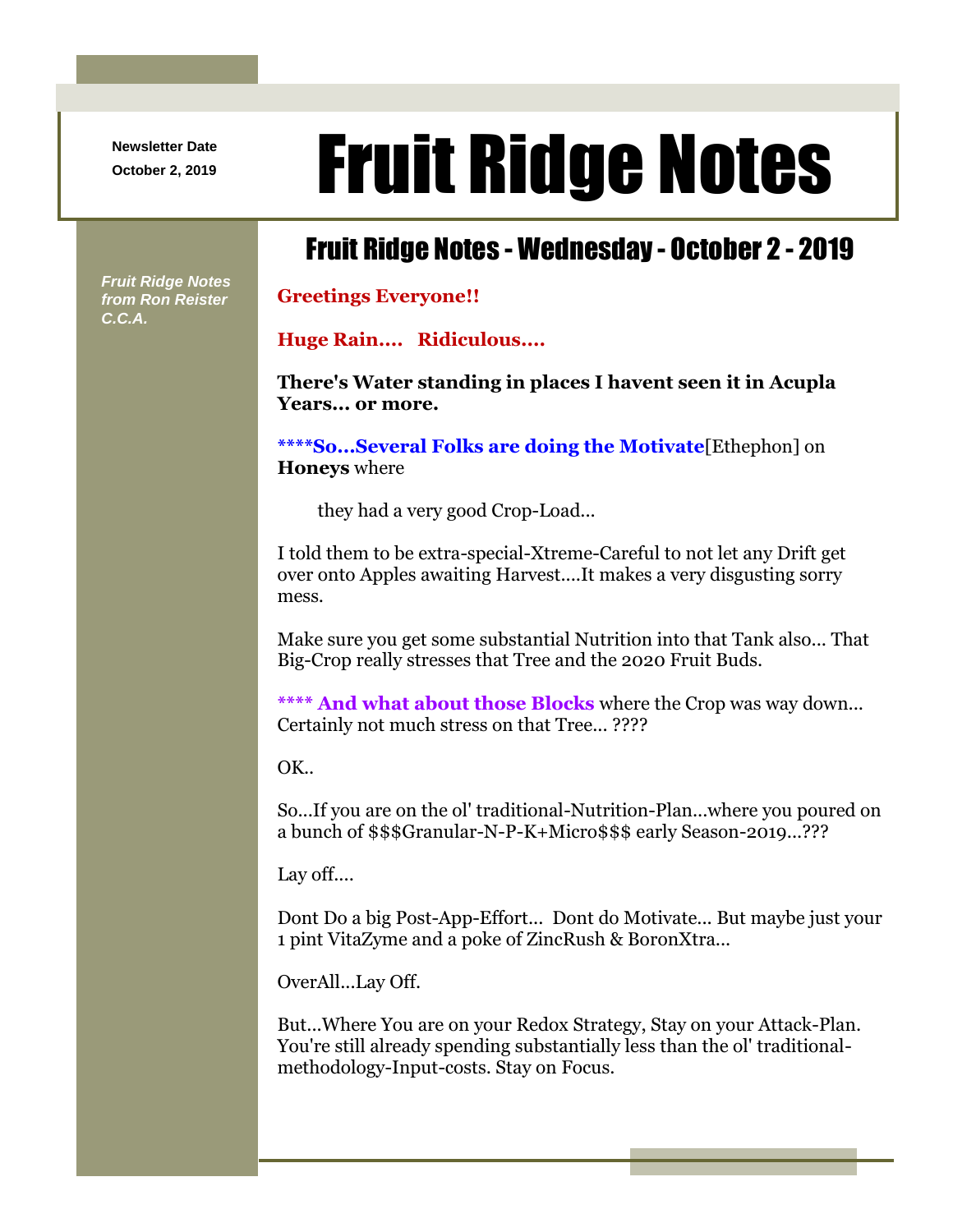Newsletter Date
October 2, 2019

# Fruit Ridge Notes

*Fruit Ridge Notes from Ron Reister C.C.A.*

## Fruit Ridge Notes - Wednesday - October 2 - 2019

**Greetings Everyone!!**

**Huge Rain.... Ridiculous....**

**There's Water standing in places I havent seen it in Acupla Years... or more.**

**\*\*\*\*So...Several Folks are doing the Motivate**[Ethephon] on **Honeys** where

they had a very good Crop-Load...

I told them to be extra-special-Xtreme-Careful to not let any Drift get over onto Apples awaiting Harvest....It makes a very disgusting sorry mess.

Make sure you get some substantial Nutrition into that Tank also... That Big-Crop really stresses that Tree and the 2020 Fruit Buds.

**\*\*\*\* And what about those Blocks** where the Crop was way down... Certainly not much stress on that Tree... ????

OK..

So...If you are on the ol' traditional-Nutrition-Plan...where you poured on a bunch of $$$Granular-N-P-K+Micro$$$ early Season-2019...???

Lay off....

Dont Do a big Post-App-Effort... Dont do Motivate... But maybe just your 1 pint VitaZyme and a poke of ZincRush & BoronXtra...

OverAll...Lay Off.

But...Where You are on your Redox Strategy, Stay on your Attack-Plan. You're still already spending substantially less than the ol' traditional-methodology-Input-costs. Stay on Focus.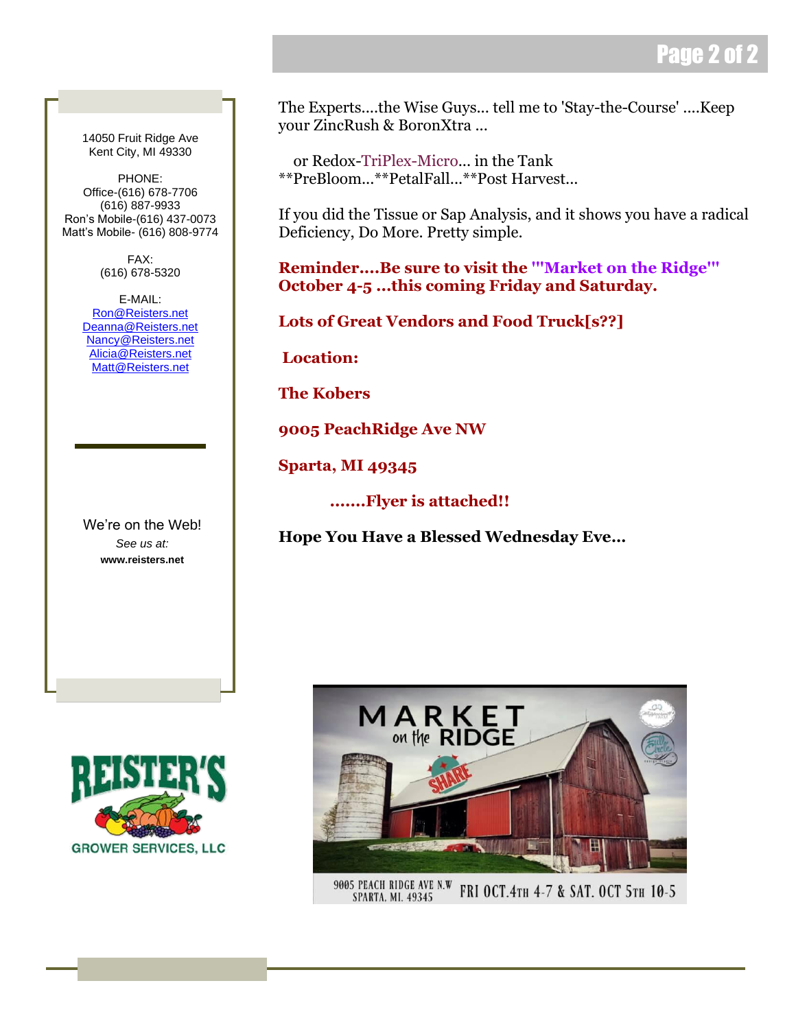14050 Fruit Ridge Ave
Kent City, MI 49330

PHONE:
Office-(616) 678-7706
(616) 887-9933
Ron's Mobile-(616) 437-0073
Matt's Mobile- (616) 808-9774

FAX:
(616) 678-5320

E-MAIL:
Ron@Reisters.net
Deanna@Reisters.net
Nancy@Reisters.net
Alicia@Reisters.net
Matt@Reisters.net

We're on the Web!
*See us at:*
**www.reisters.net**

The Experts....the Wise Guys... tell me to 'Stay-the-Course' ....Keep your ZincRush & BoronXtra ...

or Redox-TriPlex-Micro... in the Tank
**PreBloom...**PetalFall...**Post Harvest...

If you did the Tissue or Sap Analysis, and it shows you have a radical Deficiency, Do More. Pretty simple.

**Reminder....Be sure to visit the '"Market on the Ridge"' October 4-5 ...this coming Friday and Saturday.**

**Lots of Great Vendors and Food Truck[s??]**

**Location:**

**The Kobers**

**9005 PeachRidge Ave NW**

**Sparta, MI 49345**

**.......Flyer is attached!!**

**Hope You Have a Blessed Wednesday Eve...**

MARKET on the RIDGE

SHARE

9005 PEACH RIDGE AVE N.W
SPARTA, MI. 49345

FRI OCT.4TH 4-7 & SAT. OCT 5TH 10-5